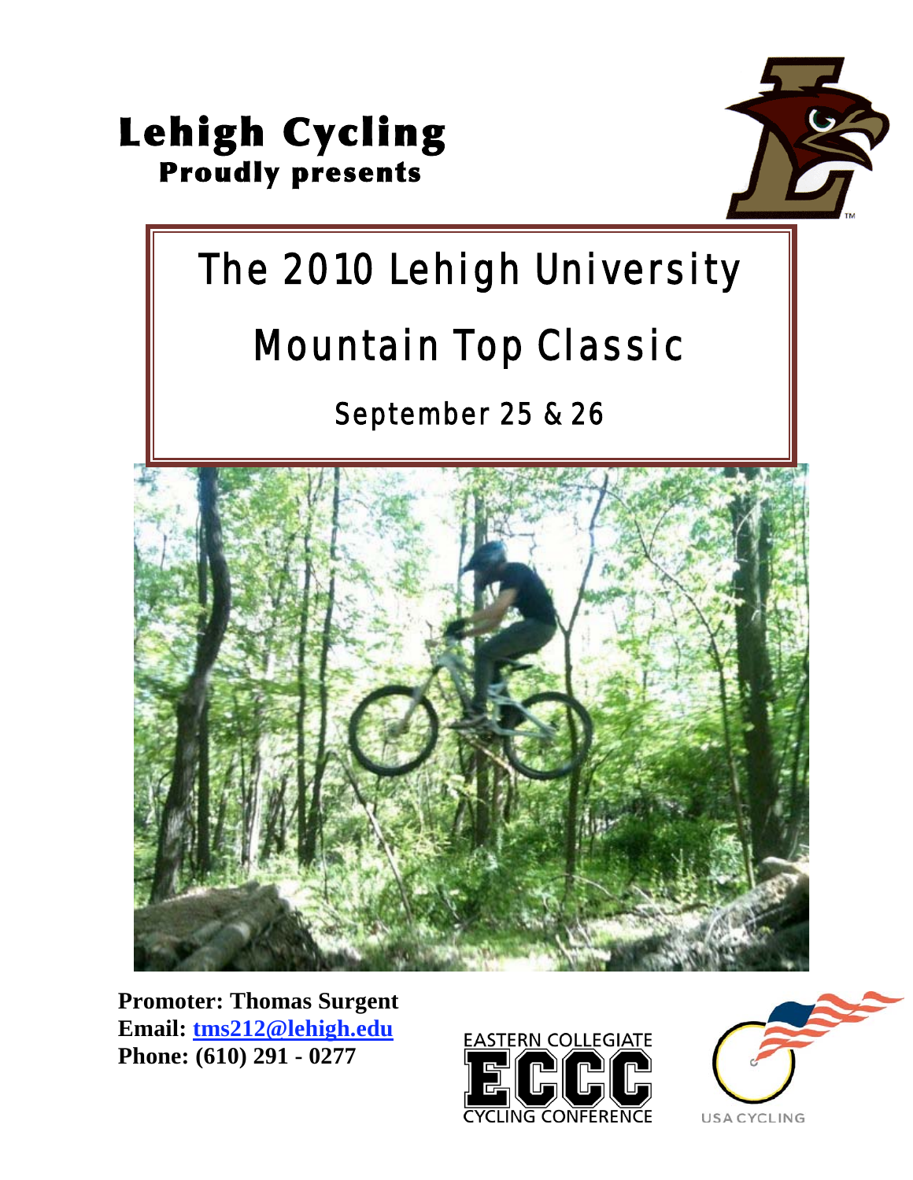**Lehigh Cycling**
**Proudly presents**

# The 2010 Lehigh University Mountain Top Classic

## September 25 & 26

**Promoter: Thomas Surgent**
**Email: tms212@lehigh.edu**
**Phone: (610) 291 - 0277**

EASTERN COLLEGIATE ECCC CYCLING CONFERENCE

USA CYCLING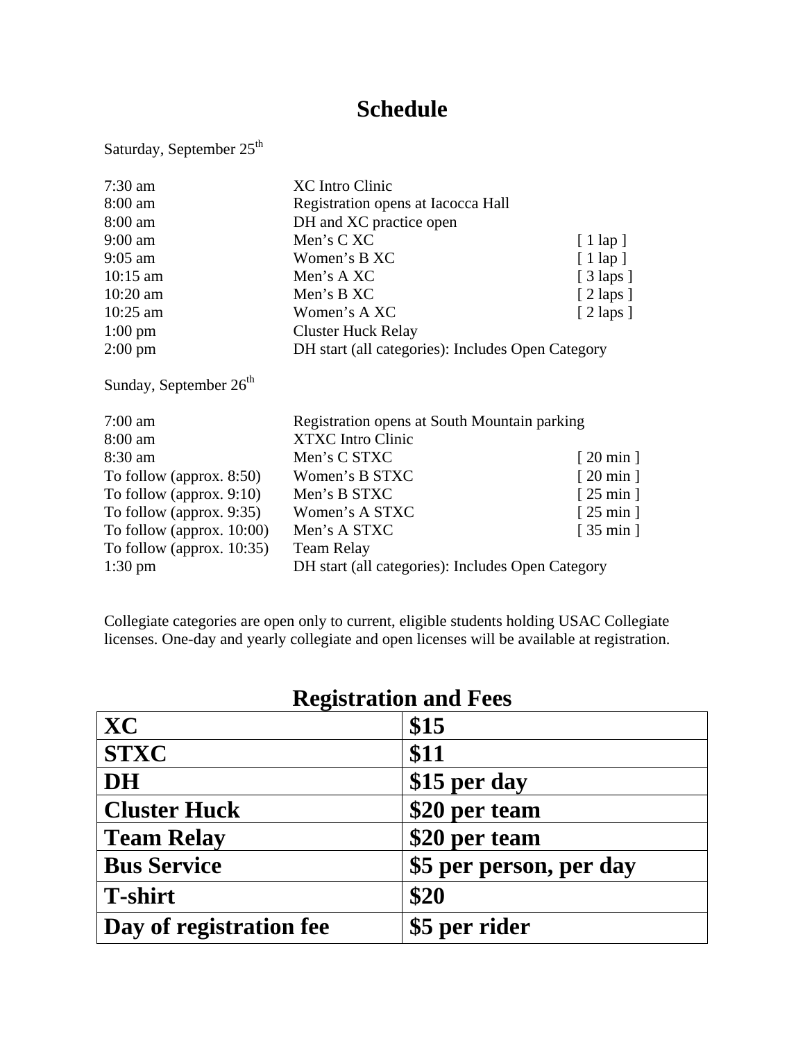# Schedule

Saturday, September 25th

| | | |
|---|---|---|
| 7:30 am | XC Intro Clinic | |
| 8:00 am | Registration opens at Iacocca Hall | |
| 8:00 am | DH and XC practice open | |
| 9:00 am | Men's C XC | [ 1 lap ] |
| 9:05 am | Women's B XC | [ 1 lap ] |
| 10:15 am | Men's A XC | [ 3 laps ] |
| 10:20 am | Men's B XC | [ 2 laps ] |
| 10:25 am | Women's A XC | [ 2 laps ] |
| 1:00 pm | Cluster Huck Relay | |
| 2:00 pm | DH start (all categories): Includes Open Category | |

Sunday, September 26th

| | | |
|---|---|---|
| 7:00 am | Registration opens at South Mountain parking | |
| 8:00 am | XTXC Intro Clinic | |
| 8:30 am | Men's C STXC | [ 20 min ] |
| To follow (approx. 8:50) | Women's B STXC | [ 20 min ] |
| To follow (approx. 9:10) | Men's B STXC | [ 25 min ] |
| To follow (approx. 9:35) | Women's A STXC | [ 25 min ] |
| To follow (approx. 10:00) | Men's A STXC | [ 35 min ] |
| To follow (approx. 10:35) | Team Relay | |
| 1:30 pm | DH start (all categories): Includes Open Category | |

Collegiate categories are open only to current, eligible students holding USAC Collegiate licenses. One-day and yearly collegiate and open licenses will be available at registration.

# Registration and Fees

| | |
|---|---|
| **XC** | **$15** |
| **STXC** | **$11** |
| **DH** | **$15 per day** |
| **Cluster Huck** | **$20 per team** |
| **Team Relay** | **$20 per team** |
| **Bus Service** | **$5 per person, per day** |
| **T-shirt** | **$20** |
| **Day of registration fee** | **$5 per rider** |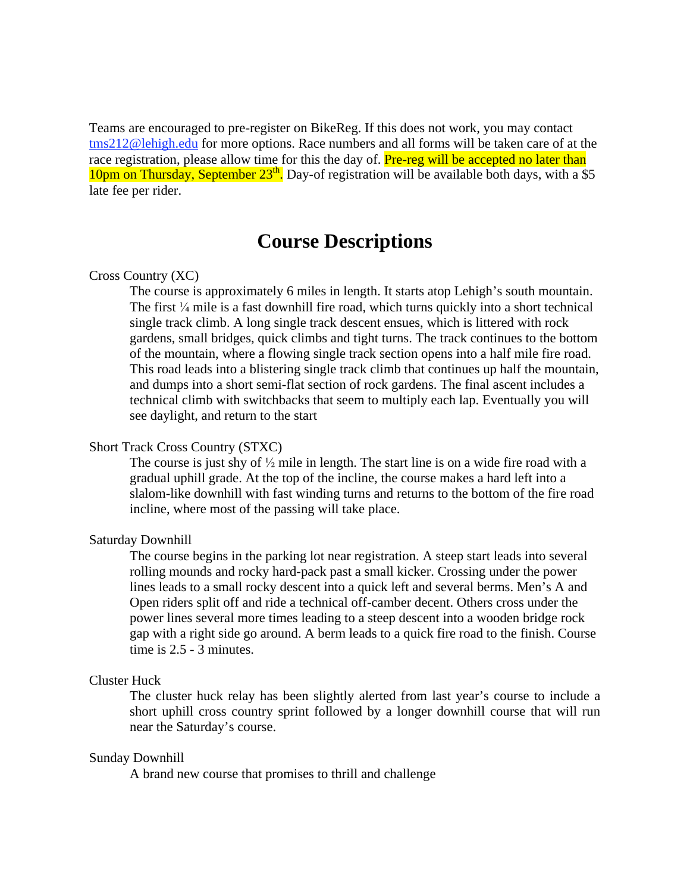Teams are encouraged to pre-register on BikeReg. If this does not work, you may contact tms212@lehigh.edu for more options. Race numbers and all forms will be taken care of at the race registration, please allow time for this the day of. Pre-reg will be accepted no later than 10pm on Thursday, September 23rd. Day-of registration will be available both days, with a $5 late fee per rider.

# Course Descriptions

Cross Country (XC)

The course is approximately 6 miles in length. It starts atop Lehigh's south mountain. The first ¼ mile is a fast downhill fire road, which turns quickly into a short technical single track climb. A long single track descent ensues, which is littered with rock gardens, small bridges, quick climbs and tight turns. The track continues to the bottom of the mountain, where a flowing single track section opens into a half mile fire road. This road leads into a blistering single track climb that continues up half the mountain, and dumps into a short semi-flat section of rock gardens. The final ascent includes a technical climb with switchbacks that seem to multiply each lap. Eventually you will see daylight, and return to the start

Short Track Cross Country (STXC)

The course is just shy of ½ mile in length. The start line is on a wide fire road with a gradual uphill grade. At the top of the incline, the course makes a hard left into a slalom-like downhill with fast winding turns and returns to the bottom of the fire road incline, where most of the passing will take place.

Saturday Downhill

The course begins in the parking lot near registration. A steep start leads into several rolling mounds and rocky hard-pack past a small kicker. Crossing under the power lines leads to a small rocky descent into a quick left and several berms. Men's A and Open riders split off and ride a technical off-camber decent. Others cross under the power lines several more times leading to a steep descent into a wooden bridge rock gap with a right side go around. A berm leads to a quick fire road to the finish. Course time is 2.5 - 3 minutes.

Cluster Huck

The cluster huck relay has been slightly alerted from last year's course to include a short uphill cross country sprint followed by a longer downhill course that will run near the Saturday's course.

Sunday Downhill

A brand new course that promises to thrill and challenge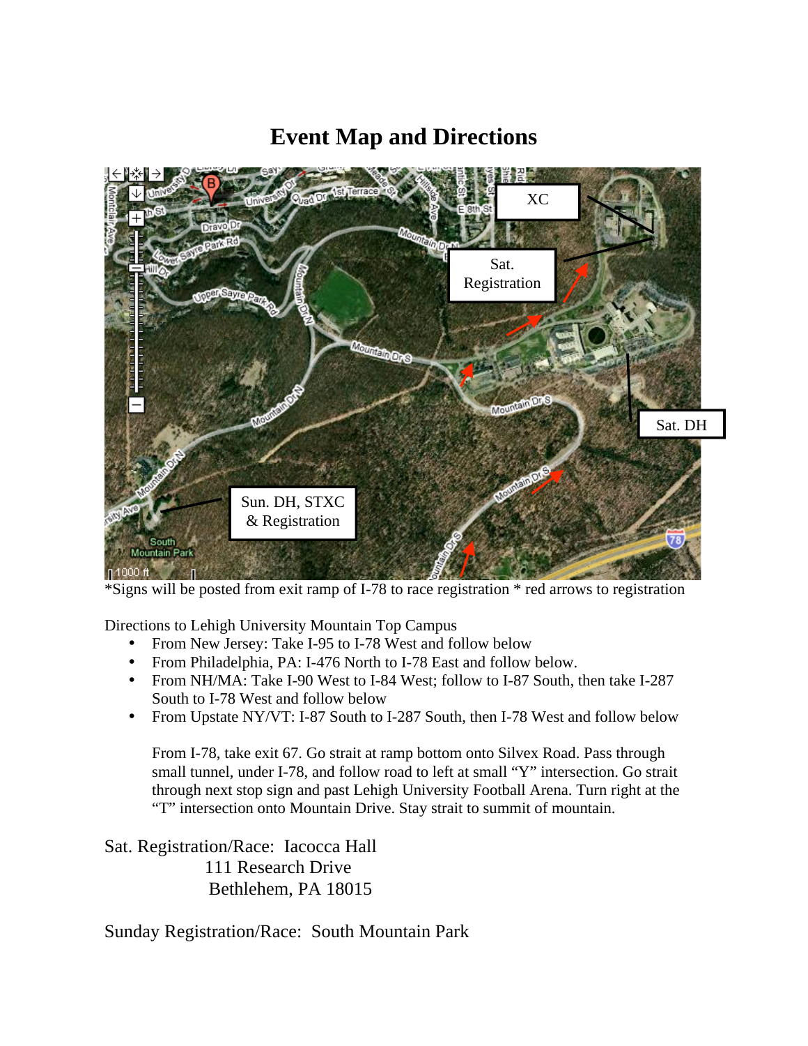# Event Map and Directions

*Signs will be posted from exit ramp of I-78 to race registration * red arrows to registration

Directions to Lehigh University Mountain Top Campus

- From New Jersey: Take I-95 to I-78 West and follow below
- From Philadelphia, PA: I-476 North to I-78 East and follow below.
- From NH/MA: Take I-90 West to I-84 West; follow to I-87 South, then take I-287 South to I-78 West and follow below
- From Upstate NY/VT: I-87 South to I-287 South, then I-78 West and follow below

From I-78, take exit 67. Go strait at ramp bottom onto Silvex Road. Pass through small tunnel, under I-78, and follow road to left at small "Y" intersection. Go strait through next stop sign and past Lehigh University Football Arena. Turn right at the "T" intersection onto Mountain Drive. Stay strait to summit of mountain.

Sat. Registration/Race: Iacocca Hall
111 Research Drive
Bethlehem, PA 18015

Sunday Registration/Race: South Mountain Park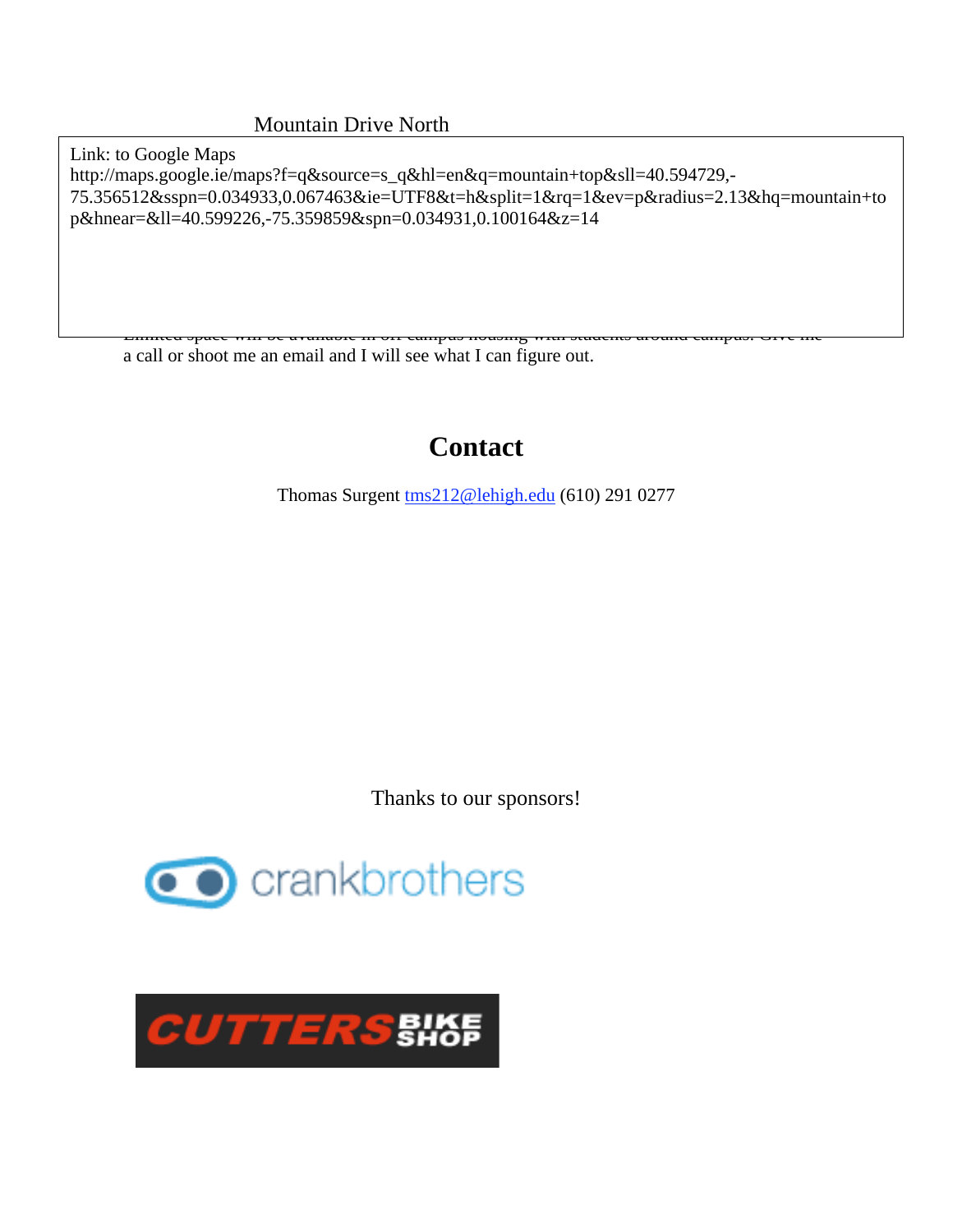Mountain Drive North

Link: to Google Maps
http://maps.google.ie/maps?f=q&source=s_q&hl=en&q=mountain+top&sll=40.594729,-75.356512&sspn=0.034933,0.067463&ie=UTF8&t=h&split=1&rq=1&ev=p&radius=2.13&hq=mountain+top&hnear=&ll=40.599226,-75.359859&spn=0.034931,0.100164&z=14

Limited space will be available in off campus housing with students around campus. Give me a call or shoot me an email and I will see what I can figure out.

## Contact

Thomas Surgent tms212@lehigh.edu (610) 291 0277

Thanks to our sponsors!

crankbrothers

CUTTERS BIKE SHOP